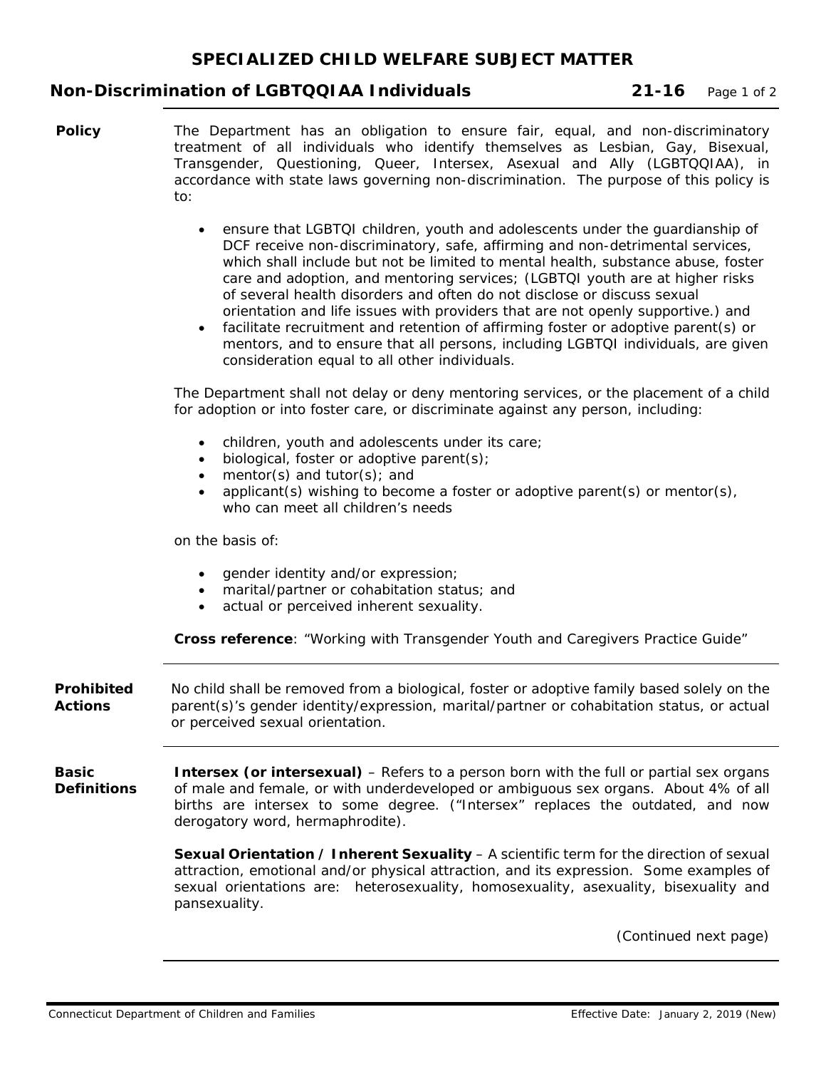# SPECIALIZED CHILD WELFARE SUBJECT MATTER

## Non-Discrimination of LGBTQQIAA Individuals — 21-16

### Policy

The Department has an obligation to ensure fair, equal, and non-discriminatory treatment of all individuals who identify themselves as Lesbian, Gay, Bisexual, Transgender, Questioning, Queer, Intersex, Asexual and Ally (LGBTQQIAA), in accordance with state laws governing non-discrimination. The purpose of this policy is to:

- ensure that LGBTQI children, youth and adolescents under the guardianship of DCF receive non-discriminatory, safe, affirming and non-detrimental services, which shall include but not be limited to mental health, substance abuse, foster care and adoption, and mentoring services; (LGBTQI youth are at higher risks of several health disorders and often do not disclose or discuss sexual orientation and life issues with providers that are not openly supportive.) and
- facilitate recruitment and retention of affirming foster or adoptive parent(s) or mentors, and to ensure that all persons, including LGBTQI individuals, are given consideration equal to all other individuals.

The Department shall not delay or deny mentoring services, or the placement of a child for adoption or into foster care, or discriminate against any person, including:

- children, youth and adolescents under its care;
- biological, foster or adoptive parent(s);
- mentor(s) and tutor(s); and
- applicant(s) wishing to become a foster or adoptive parent(s) or mentor(s), who can meet all children's needs

on the basis of:

- gender identity and/or expression;
- marital/partner or cohabitation status; and
- actual or perceived inherent sexuality.

**Cross reference**: "Working with Transgender Youth and Caregivers Practice Guide"

### Prohibited Actions

No child shall be removed from a biological, foster or adoptive family based solely on the parent(s)'s gender identity/expression, marital/partner or cohabitation status, or actual or perceived sexual orientation.

### Basic Definitions

**Intersex (or intersexual)** – Refers to a person born with the full or partial sex organs of male and female, or with underdeveloped or ambiguous sex organs. About 4% of all births are intersex to some degree. ("Intersex" replaces the outdated, and now derogatory word, hermaphrodite).

**Sexual Orientation / Inherent Sexuality** – A scientific term for the direction of sexual attraction, emotional and/or physical attraction, and its expression. Some examples of sexual orientations are: heterosexuality, homosexuality, asexuality, bisexuality and pansexuality.

(Continued next page)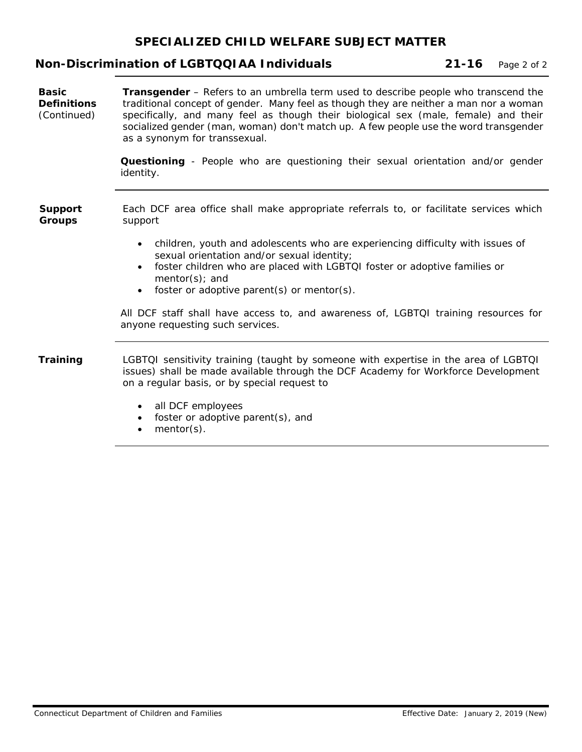## Basic Definitions (Continued)

**Transgender** – Refers to an umbrella term used to describe people who transcend the traditional concept of gender. Many feel as though they are neither a man nor a woman specifically, and many feel as though their biological sex (male, female) and their socialized gender (man, woman) don't match up. A few people use the word transgender as a synonym for transsexual.

**Questioning** - People who are questioning their sexual orientation and/or gender identity.

## Support Groups

Each DCF area office shall make appropriate referrals to, or facilitate services which support

- children, youth and adolescents who are experiencing difficulty with issues of sexual orientation and/or sexual identity;
- foster children who are placed with LGBTQI foster or adoptive families or mentor(s); and
- foster or adoptive parent(s) or mentor(s).

All DCF staff shall have access to, and awareness of, LGBTQI training resources for anyone requesting such services.

## Training

LGBTQI sensitivity training (taught by someone with expertise in the area of LGBTQI issues) shall be made available through the DCF Academy for Workforce Development on a regular basis, or by special request to

- all DCF employees
- foster or adoptive parent(s), and
- mentor(s).